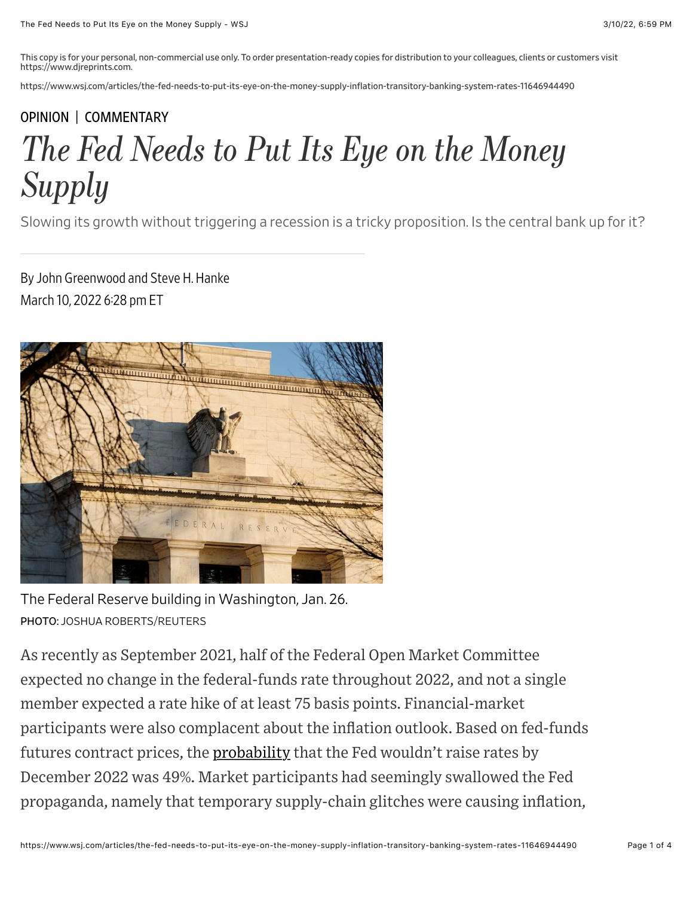This copy is for your personal, non-commercial use only. To order presentation-ready copies for distribution to your colleagues, clients or customers visit https://www.djreprints.com.

https://www.wsj.com/articles/the-fed-needs-to-put-its-eye-on-the-money-supply-inflation-transitory-banking-system-rates-11646944490

OPINION | COMMENTARY

# *The Fed Needs to Put Its Eye on the Money Supply*

Slowing its growth without triggering a recession is a tricky proposition. Is the central bank up for it?

By John Greenwood and Steve H. Hanke

March 10, 2022 6:28 pm ET

The Federal Reserve building in Washington, Jan. 26.

PHOTO: JOSHUA ROBERTS/REUTERS

As recently as September 2021, half of the Federal Open Market Committee expected no change in the federal-funds rate throughout 2022, and not a single member expected a rate hike of at least 75 basis points. Financial-market participants were also complacent about the inflation outlook. Based on fed-funds futures contract prices, the probability that the Fed wouldn't raise rates by December 2022 was 49%. Market participants had seemingly swallowed the Fed propaganda, namely that temporary supply-chain glitches were causing inflation,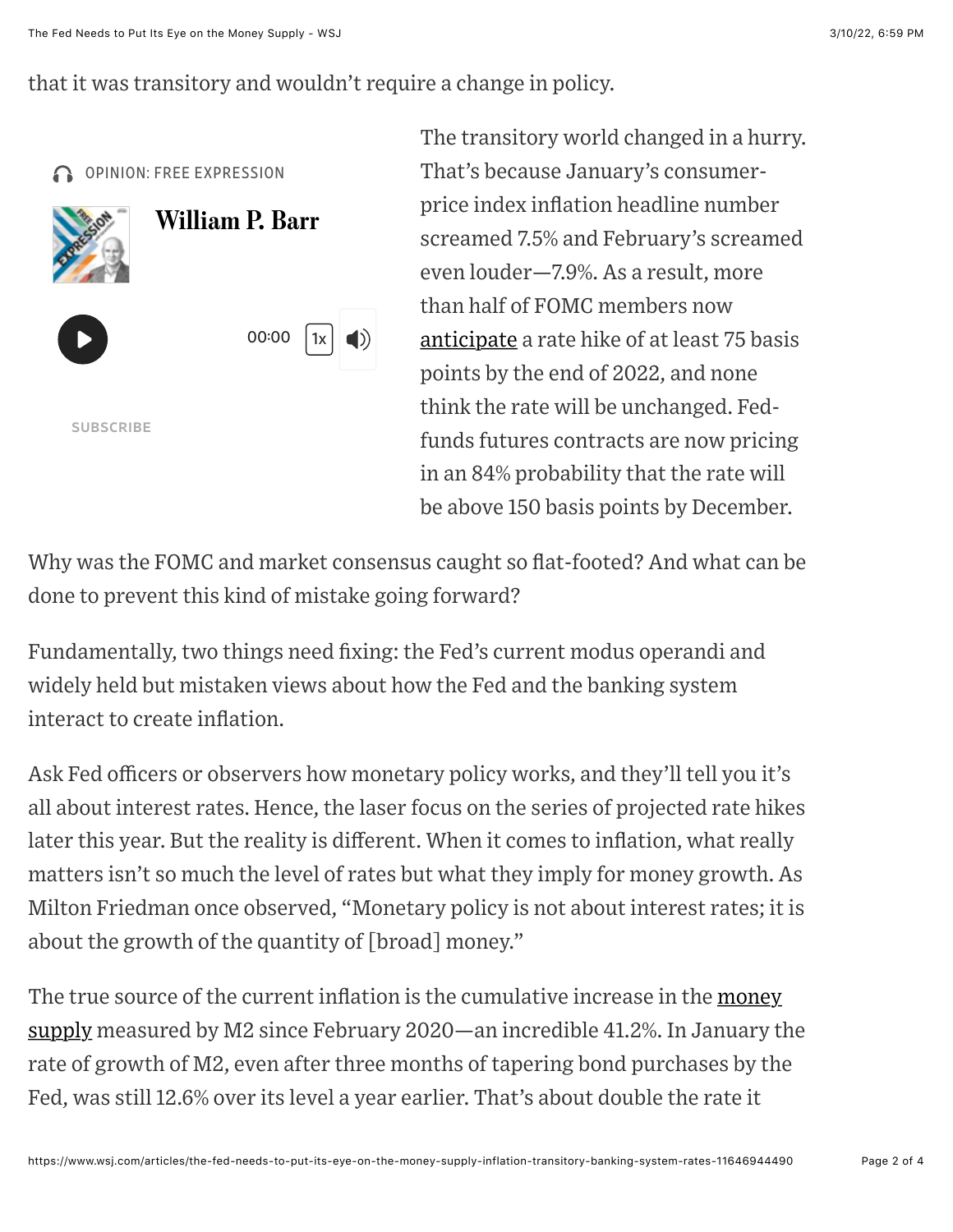that it was transitory and wouldn't require a change in policy.

The transitory world changed in a hurry. That's because January's consumer-price index inflation headline number screamed 7.5% and February's screamed even louder—7.9%. As a result, more than half of FOMC members now anticipate a rate hike of at least 75 basis points by the end of 2022, and none think the rate will be unchanged. Fed-funds futures contracts are now pricing in an 84% probability that the rate will be above 150 basis points by December.

Why was the FOMC and market consensus caught so flat-footed? And what can be done to prevent this kind of mistake going forward?

Fundamentally, two things need fixing: the Fed's current modus operandi and widely held but mistaken views about how the Fed and the banking system interact to create inflation.

Ask Fed officers or observers how monetary policy works, and they'll tell you it's all about interest rates. Hence, the laser focus on the series of projected rate hikes later this year. But the reality is different. When it comes to inflation, what really matters isn't so much the level of rates but what they imply for money growth. As Milton Friedman once observed, "Monetary policy is not about interest rates; it is about the growth of the quantity of [broad] money."

The true source of the current inflation is the cumulative increase in the money supply measured by M2 since February 2020—an incredible 41.2%. In January the rate of growth of M2, even after three months of tapering bond purchases by the Fed, was still 12.6% over its level a year earlier. That's about double the rate it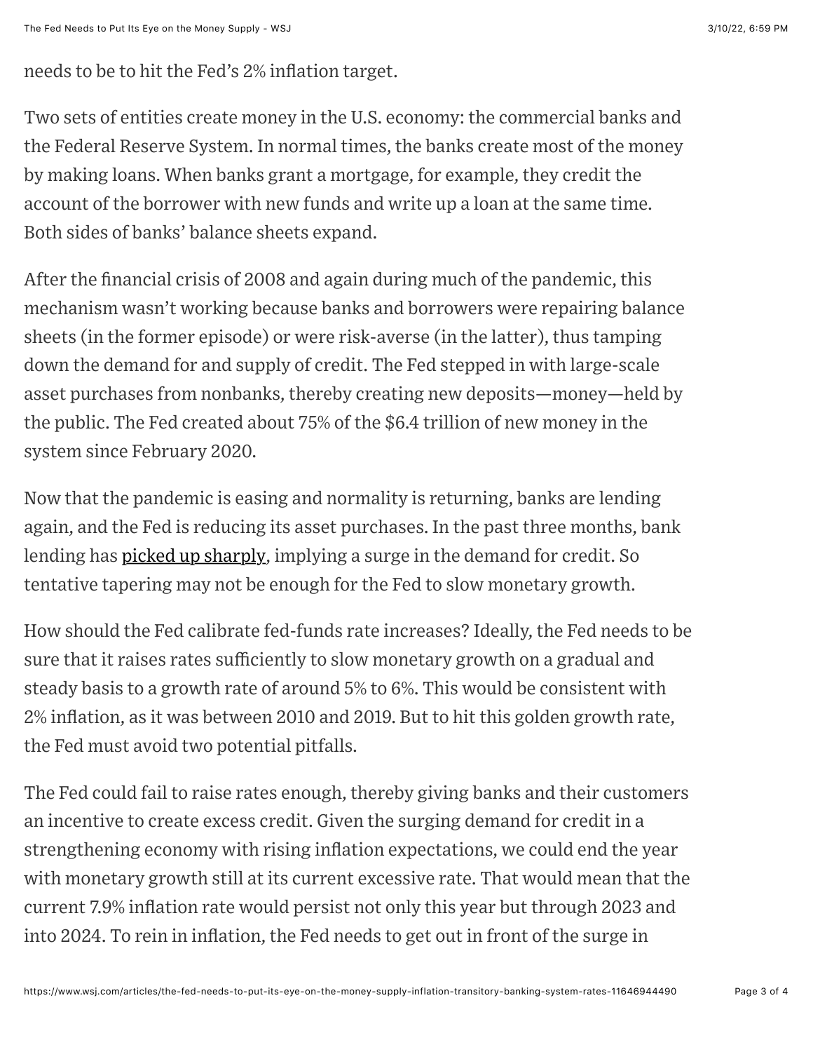needs to be to hit the Fed's 2% inflation target.

Two sets of entities create money in the U.S. economy: the commercial banks and the Federal Reserve System. In normal times, the banks create most of the money by making loans. When banks grant a mortgage, for example, they credit the account of the borrower with new funds and write up a loan at the same time. Both sides of banks' balance sheets expand.

After the financial crisis of 2008 and again during much of the pandemic, this mechanism wasn't working because banks and borrowers were repairing balance sheets (in the former episode) or were risk-averse (in the latter), thus tamping down the demand for and supply of credit. The Fed stepped in with large-scale asset purchases from nonbanks, thereby creating new deposits—money—held by the public. The Fed created about 75% of the $6.4 trillion of new money in the system since February 2020.

Now that the pandemic is easing and normality is returning, banks are lending again, and the Fed is reducing its asset purchases. In the past three months, bank lending has picked up sharply, implying a surge in the demand for credit. So tentative tapering may not be enough for the Fed to slow monetary growth.

How should the Fed calibrate fed-funds rate increases? Ideally, the Fed needs to be sure that it raises rates sufficiently to slow monetary growth on a gradual and steady basis to a growth rate of around 5% to 6%. This would be consistent with 2% inflation, as it was between 2010 and 2019. But to hit this golden growth rate, the Fed must avoid two potential pitfalls.

The Fed could fail to raise rates enough, thereby giving banks and their customers an incentive to create excess credit. Given the surging demand for credit in a strengthening economy with rising inflation expectations, we could end the year with monetary growth still at its current excessive rate. That would mean that the current 7.9% inflation rate would persist not only this year but through 2023 and into 2024. To rein in inflation, the Fed needs to get out in front of the surge in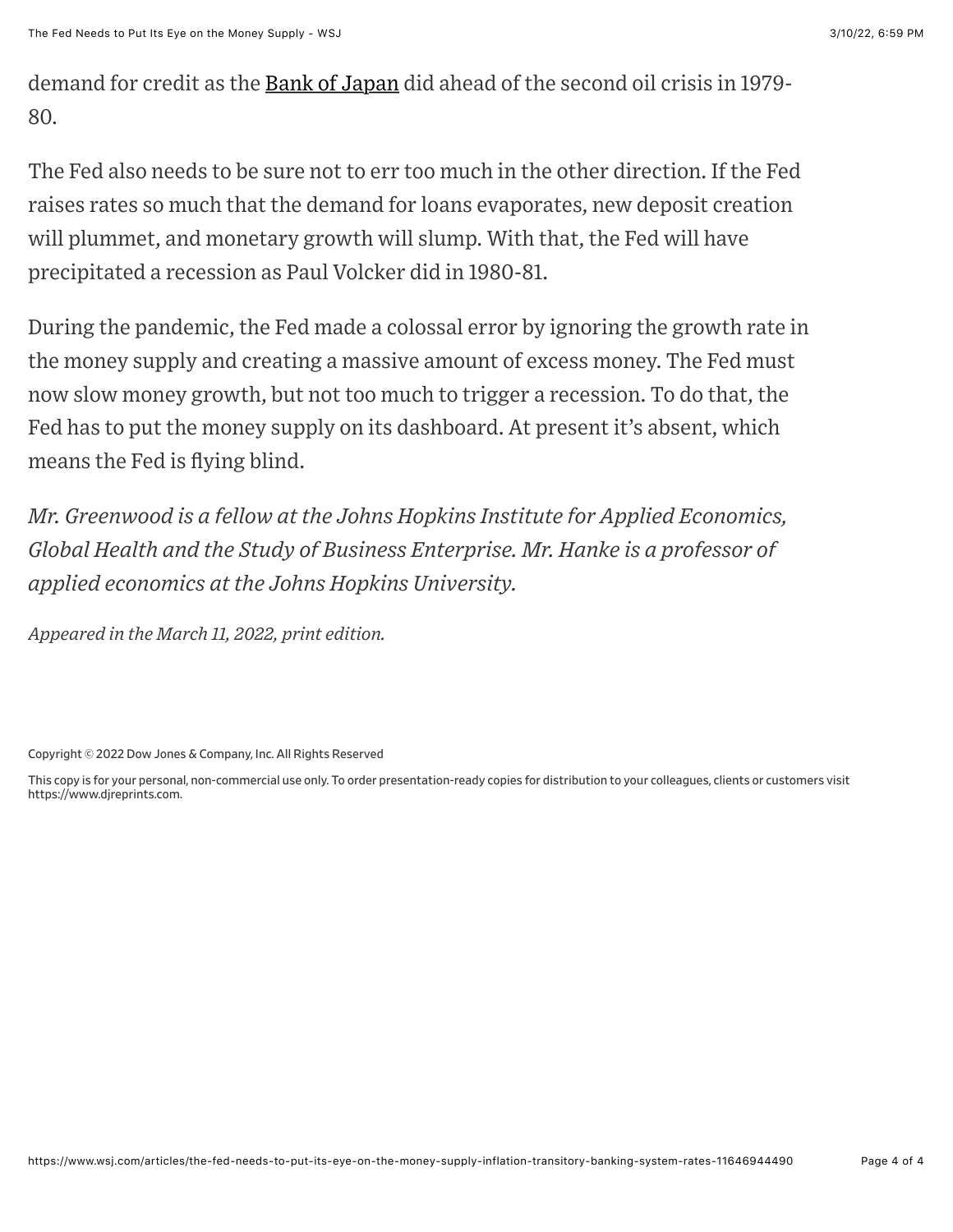demand for credit as the Bank of Japan did ahead of the second oil crisis in 1979-80.

The Fed also needs to be sure not to err too much in the other direction. If the Fed raises rates so much that the demand for loans evaporates, new deposit creation will plummet, and monetary growth will slump. With that, the Fed will have precipitated a recession as Paul Volcker did in 1980-81.

During the pandemic, the Fed made a colossal error by ignoring the growth rate in the money supply and creating a massive amount of excess money. The Fed must now slow money growth, but not too much to trigger a recession. To do that, the Fed has to put the money supply on its dashboard. At present it's absent, which means the Fed is flying blind.

*Mr. Greenwood is a fellow at the Johns Hopkins Institute for Applied Economics, Global Health and the Study of Business Enterprise. Mr. Hanke is a professor of applied economics at the Johns Hopkins University.*

*Appeared in the March 11, 2022, print edition.*

Copyright © 2022 Dow Jones & Company, Inc. All Rights Reserved

This copy is for your personal, non-commercial use only. To order presentation-ready copies for distribution to your colleagues, clients or customers visit https://www.djreprints.com.